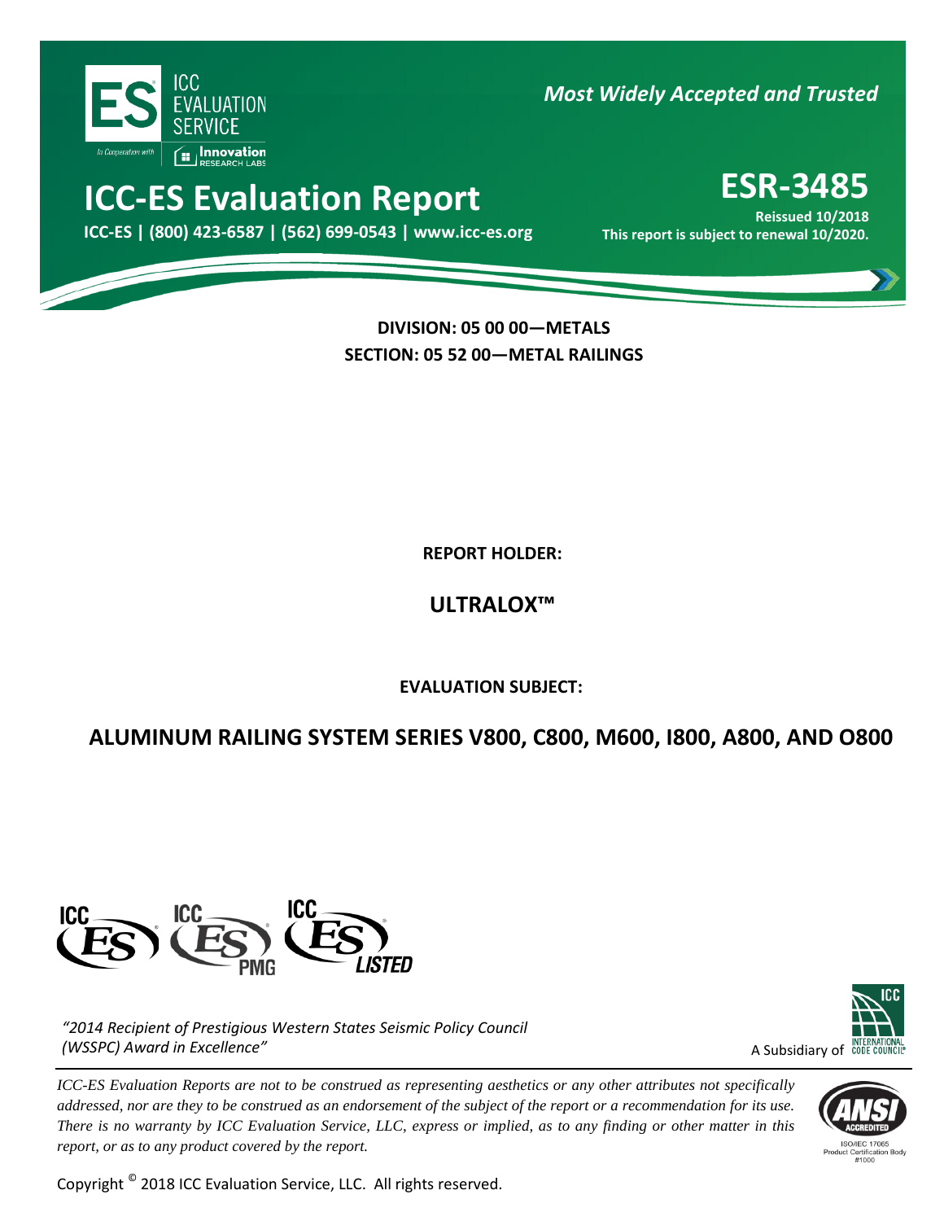ICC EVALUATION SERVICE

*Most Widely Accepted and Trusted*

# ICC-ES Evaluation Report

**ICC-ES | (800) 423-6587 | (562) 699-0543 | www.icc-es.org**

# ESR-3485

**Reissued 10/2018**

**This report is subject to renewal 10/2020.**

**DIVISION: 05 00 00—METALS**

**SECTION: 05 52 00—METAL RAILINGS**

**REPORT HOLDER:**

## ULTRALOX™

**EVALUATION SUBJECT:**

## ALUMINUM RAILING SYSTEM SERIES V800, C800, M600, I800, A800, AND O800

*"2014 Recipient of Prestigious Western States Seismic Policy Council (WSSPC) Award in Excellence"*

A Subsidiary of INTERNATIONAL CODE COUNCIL

*ICC-ES Evaluation Reports are not to be construed as representing aesthetics or any other attributes not specifically addressed, nor are they to be construed as an endorsement of the subject of the report or a recommendation for its use. There is no warranty by ICC Evaluation Service, LLC, express or implied, as to any finding or other matter in this report, or as to any product covered by the report.*

ISO/IEC 17065 Product Certification Body #1000

Copyright © 2018 ICC Evaluation Service, LLC. All rights reserved.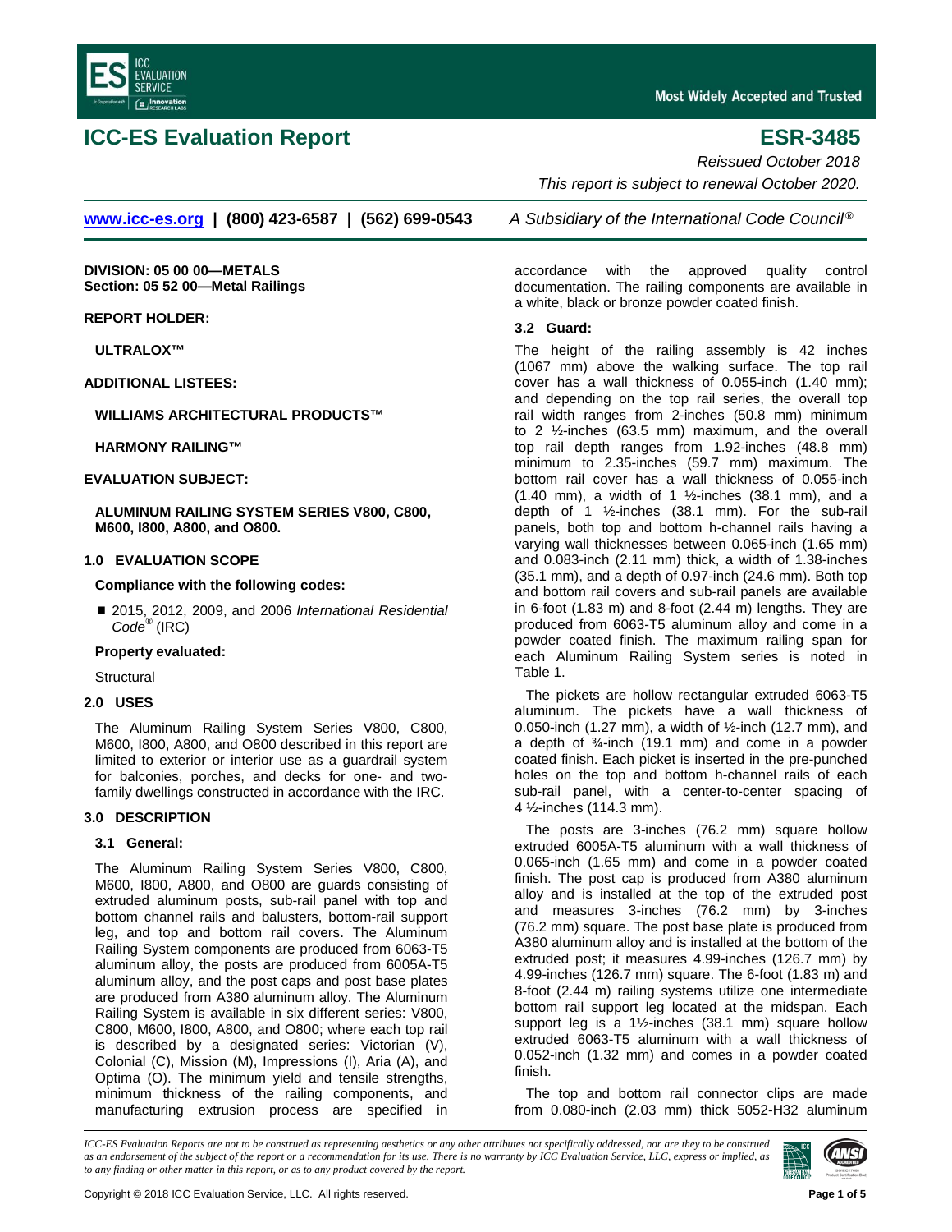# ICC-ES Evaluation Report

# ESR-3485

*Reissued October 2018*

*This report is subject to renewal October 2020.*

www.icc-es.org | (800) 423-6587 | (562) 699-0543 *A Subsidiary of the International Code Council®*

**DIVISION: 05 00 00—METALS**
**Section: 05 52 00—Metal Railings**

**REPORT HOLDER:**

**ULTRALOX™**

**ADDITIONAL LISTEES:**

**WILLIAMS ARCHITECTURAL PRODUCTS™**

**HARMONY RAILING™**

**EVALUATION SUBJECT:**

**ALUMINUM RAILING SYSTEM SERIES V800, C800, M600, I800, A800, and O800.**

## 1.0 EVALUATION SCOPE

**Compliance with the following codes:**

- 2015, 2012, 2009, and 2006 *International Residential Code®* (IRC)

**Property evaluated:**

Structural

## 2.0 USES

The Aluminum Railing System Series V800, C800, M600, I800, A800, or O800 described in this report are limited to exterior or interior use as a guardrail system for balconies, porches, and decks for one- and two-family dwellings constructed in accordance with the IRC.

## 3.0 DESCRIPTION

### 3.1 General:

The Aluminum Railing System Series V800, C800, M600, I800, A800, and O800 are guards consisting of extruded aluminum posts, sub-rail panel with top and bottom channel rails and balusters, bottom-rail support leg, and top and bottom rail covers. The Aluminum Railing System components are produced from 6063-T5 aluminum alloy, the posts are produced from 6005A-T5 aluminum alloy, and the post caps and post base plates are produced from A380 aluminum alloy. The Aluminum Railing System is available in six different series: V800, C800, M600, I800, A800, and O800; where each top rail is described by a designated series: Victorian (V), Colonial (C), Mission (M), Impressions (I), Aria (A), and Optima (O). The minimum yield and tensile strengths, minimum thickness of the railing components, and manufacturing extrusion process are specified in accordance with the approved quality control documentation. The railing components are available in a white, black or bronze powder coated finish.

### 3.2 Guard:

The height of the railing assembly is 42 inches (1067 mm) above the walking surface. The top rail cover has a wall thickness of 0.055-inch (1.40 mm); and depending on the top rail series, the overall top rail width ranges from 2-inches (50.8 mm) minimum to 2 ½-inches (63.5 mm) maximum, and the overall top rail depth ranges from 1.92-inches (48.8 mm) minimum to 2.35-inches (59.7 mm) maximum. The bottom rail cover has a wall thickness of 0.055-inch (1.40 mm), a width of 1 ½-inches (38.1 mm), and a depth of 1 ½-inches (38.1 mm). For the sub-rail panels, both top and bottom h-channel rails having a varying wall thicknesses between 0.065-inch (1.65 mm) and 0.083-inch (2.11 mm) thick, a width of 1.38-inches (35.1 mm), and a depth of 0.97-inch (24.6 mm). Both top and bottom rail covers and sub-rail panels are available in 6-foot (1.83 m) and 8-foot (2.44 m) lengths. They are produced from 6063-T5 aluminum alloy and come in a powder coated finish. The maximum railing span for each Aluminum Railing System series is noted in Table 1.

The pickets are hollow rectangular extruded 6063-T5 aluminum. The pickets have a wall thickness of 0.050-inch (1.27 mm), a width of ½-inch (12.7 mm), and a depth of ¾-inch (19.1 mm) and come in a powder coated finish. Each picket is inserted in the pre-punched holes on the top and bottom h-channel rails of each sub-rail panel, with a center-to-center spacing of 4 ½-inches (114.3 mm).

The posts are 3-inches (76.2 mm) square hollow extruded 6005A-T5 aluminum with a wall thickness of 0.065-inch (1.65 mm) and come in a powder coated finish. The post cap is produced from A380 aluminum alloy and is installed at the top of the extruded post and measures 3-inches (76.2 mm) by 3-inches (76.2 mm) square. The post base plate is produced from A380 aluminum alloy and is installed at the bottom of the extruded post; it measures 4.99-inches (126.7 mm) by 4.99-inches (126.7 mm) square. The 6-foot (1.83 m) and 8-foot (2.44 m) railing systems utilize one intermediate bottom rail support leg located at the midspan. Each support leg is a 1½-inches (38.1 mm) square hollow extruded 6063-T5 aluminum with a wall thickness of 0.052-inch (1.32 mm) and comes in a powder coated finish.

The top and bottom rail connector clips are made from 0.080-inch (2.03 mm) thick 5052-H32 aluminum

*ICC-ES Evaluation Reports are not to be construed as representing aesthetics or any other attributes not specifically addressed, nor are they to be construed as an endorsement of the subject of the report or a recommendation for its use. There is no warranty by ICC Evaluation Service, LLC, express or implied, as to any finding or other matter in this report, or as to any product covered by the report.*

Copyright © 2018 ICC Evaluation Service, LLC. All rights reserved.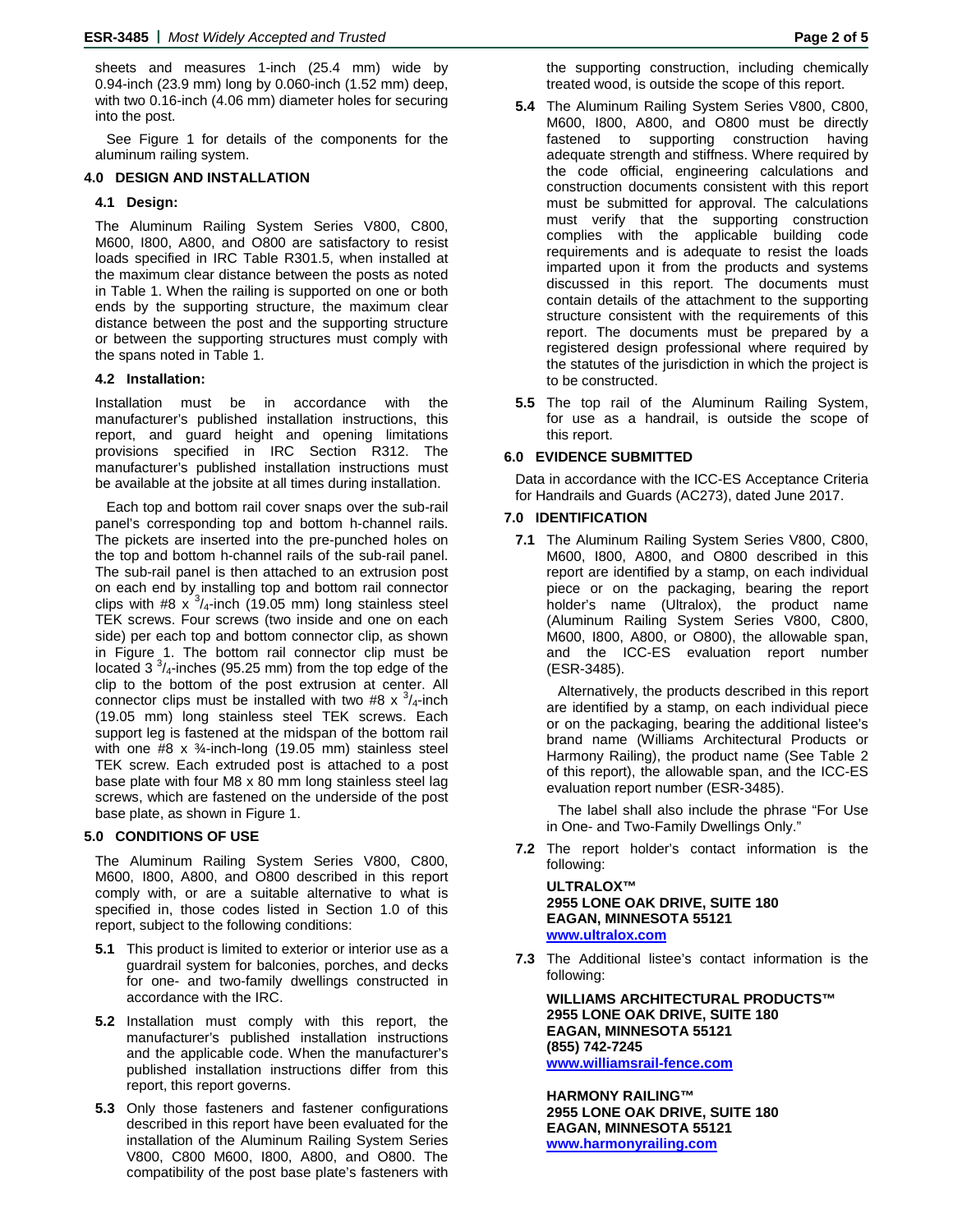sheets and measures 1-inch (25.4 mm) wide by 0.94-inch (23.9 mm) long by 0.060-inch (1.52 mm) deep, with two 0.16-inch (4.06 mm) diameter holes for securing into the post.

See Figure 1 for details of the components for the aluminum railing system.

## 4.0 DESIGN AND INSTALLATION

### 4.1 Design:

The Aluminum Railing System Series V800, C800, M600, I800, A800, and O800 are satisfactory to resist loads specified in IRC Table R301.5, when installed at the maximum clear distance between the posts as noted in Table 1. When the railing is supported on one or both ends by the supporting structure, the maximum clear distance between the post and the supporting structure or between the supporting structures must comply with the spans noted in Table 1.

### 4.2 Installation:

Installation must be in accordance with the manufacturer's published installation instructions, this report, and guard height and opening limitations provisions specified in IRC Section R312. The manufacturer's published installation instructions must be available at the jobsite at all times during installation.

Each top and bottom rail cover snaps over the sub-rail panel's corresponding top and bottom h-channel rails. The pickets are inserted into the pre-punched holes on the top and bottom h-channel rails of the sub-rail panel. The sub-rail panel is then attached to an extrusion post on each end by installing top and bottom rail connector clips with #8 x $^{3}/_{4}$-inch (19.05 mm) long stainless steel TEK screws. Four screws (two inside and one on each side) per each top and bottom connector clip, as shown in Figure 1. The bottom rail connector clip must be located 3 $^{3}/_{4}$-inches (95.25 mm) from the top edge of the clip to the bottom of the post extrusion at center. All connector clips must be installed with two #8 x $^{3}/_{4}$-inch (19.05 mm) long stainless steel TEK screws. Each support leg is fastened at the midspan of the bottom rail with one #8 x ¾-inch-long (19.05 mm) stainless steel TEK screw. Each extruded post is attached to a post base plate with four M8 x 80 mm long stainless steel lag screws, which are fastened on the underside of the post base plate, as shown in Figure 1.

## 5.0 CONDITIONS OF USE

The Aluminum Railing System Series V800, C800, M600, I800, A800, and O800 described in this report comply with, or are a suitable alternative to what is specified in, those codes listed in Section 1.0 of this report, subject to the following conditions:

**5.1** This product is limited to exterior or interior use as a guardrail system for balconies, porches, and decks for one- and two-family dwellings constructed in accordance with the IRC.

**5.2** Installation must comply with this report, the manufacturer's published installation instructions and the applicable code. When the manufacturer's published installation instructions differ from this report, this report governs.

**5.3** Only those fasteners and fastener configurations described in this report have been evaluated for the installation of the Aluminum Railing System Series V800, C800 M600, I800, A800, and O800. The compatibility of the post base plate's fasteners with the supporting construction, including chemically treated wood, is outside the scope of this report.

**5.4** The Aluminum Railing System Series V800, C800, M600, I800, A800, and O800 must be directly fastened to supporting construction having adequate strength and stiffness. Where required by the code official, engineering calculations and construction documents consistent with this report must be submitted for approval. The calculations must verify that the supporting construction complies with the applicable building code requirements and is adequate to resist the loads imparted upon it from the products and systems discussed in this report. The documents must contain details of the attachment to the supporting structure consistent with the requirements of this report. The documents must be prepared by a registered design professional where required by the statutes of the jurisdiction in which the project is to be constructed.

**5.5** The top rail of the Aluminum Railing System, for use as a handrail, is outside the scope of this report.

## 6.0 EVIDENCE SUBMITTED

Data in accordance with the ICC-ES Acceptance Criteria for Handrails and Guards (AC273), dated June 2017.

## 7.0 IDENTIFICATION

**7.1** The Aluminum Railing System Series V800, C800, M600, I800, A800, and O800 described in this report are identified by a stamp, on each individual piece or on the packaging, bearing the report holder's name (Ultralox), the product name (Aluminum Railing System Series V800, C800, M600, I800, A800, or O800), the allowable span, and the ICC-ES evaluation report number (ESR-3485).

Alternatively, the products described in this report are identified by a stamp, on each individual piece or on the packaging, bearing the additional listee's brand name (Williams Architectural Products or Harmony Railing), the product name (See Table 2 of this report), the allowable span, and the ICC-ES evaluation report number (ESR-3485).

The label shall also include the phrase "For Use in One- and Two-Family Dwellings Only."

**7.2** The report holder's contact information is the following:

**ULTRALOX™**
**2955 LONE OAK DRIVE, SUITE 180**
**EAGAN, MINNESOTA 55121**
**www.ultralox.com**

**7.3** The Additional listee's contact information is the following:

**WILLIAMS ARCHITECTURAL PRODUCTS™**
**2955 LONE OAK DRIVE, SUITE 180**
**EAGAN, MINNESOTA 55121**
**(855) 742-7245**
**www.williamsrail-fence.com**

**HARMONY RAILING™**
**2955 LONE OAK DRIVE, SUITE 180**
**EAGAN, MINNESOTA 55121**
**www.harmonyrailing.com**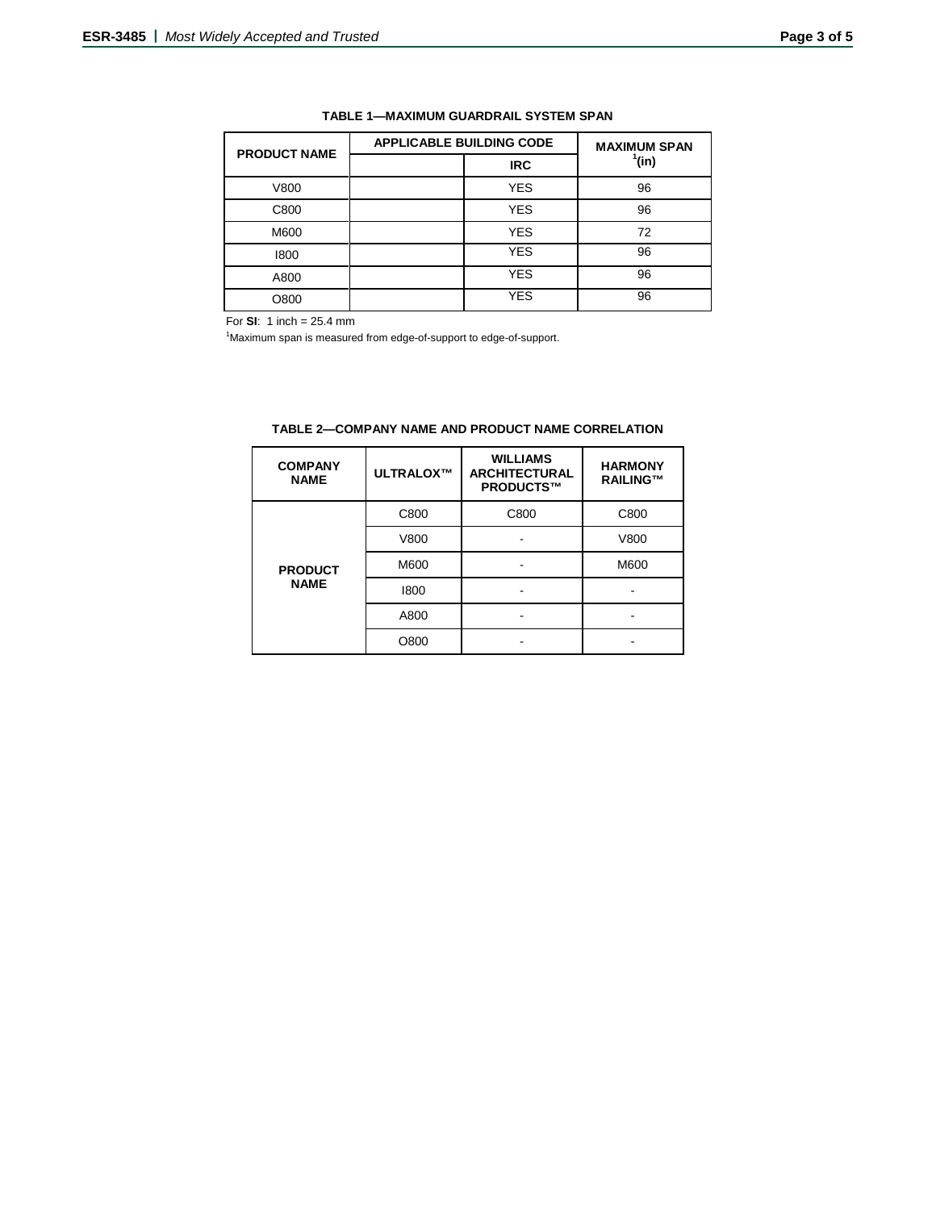**TABLE 1—MAXIMUM GUARDRAIL SYSTEM SPAN**

| PRODUCT NAME | APPLICABLE BUILDING CODE | | MAXIMUM SPAN [1](in) |
|---|---|---|---|
| | | IRC | |
| V800 | | YES | 96 |
| C800 | | YES | 96 |
| M600 | | YES | 72 |
| I800 | | YES | 96 |
| A800 | | YES | 96 |
| O800 | | YES | 96 |

For **SI**: 1 inch = 25.4 mm

[1]Maximum span is measured from edge-of-support to edge-of-support.

**TABLE 2—COMPANY NAME AND PRODUCT NAME CORRELATION**

| COMPANY NAME | ULTRALOX™ | WILLIAMS ARCHITECTURAL PRODUCTS™ | HARMONY RAILING™ |
|---|---|---|---|
| PRODUCT NAME | C800 | C800 | C800 |
| | V800 | - | V800 |
| | M600 | - | M600 |
| | I800 | - | - |
| | A800 | - | - |
| | O800 | - | - |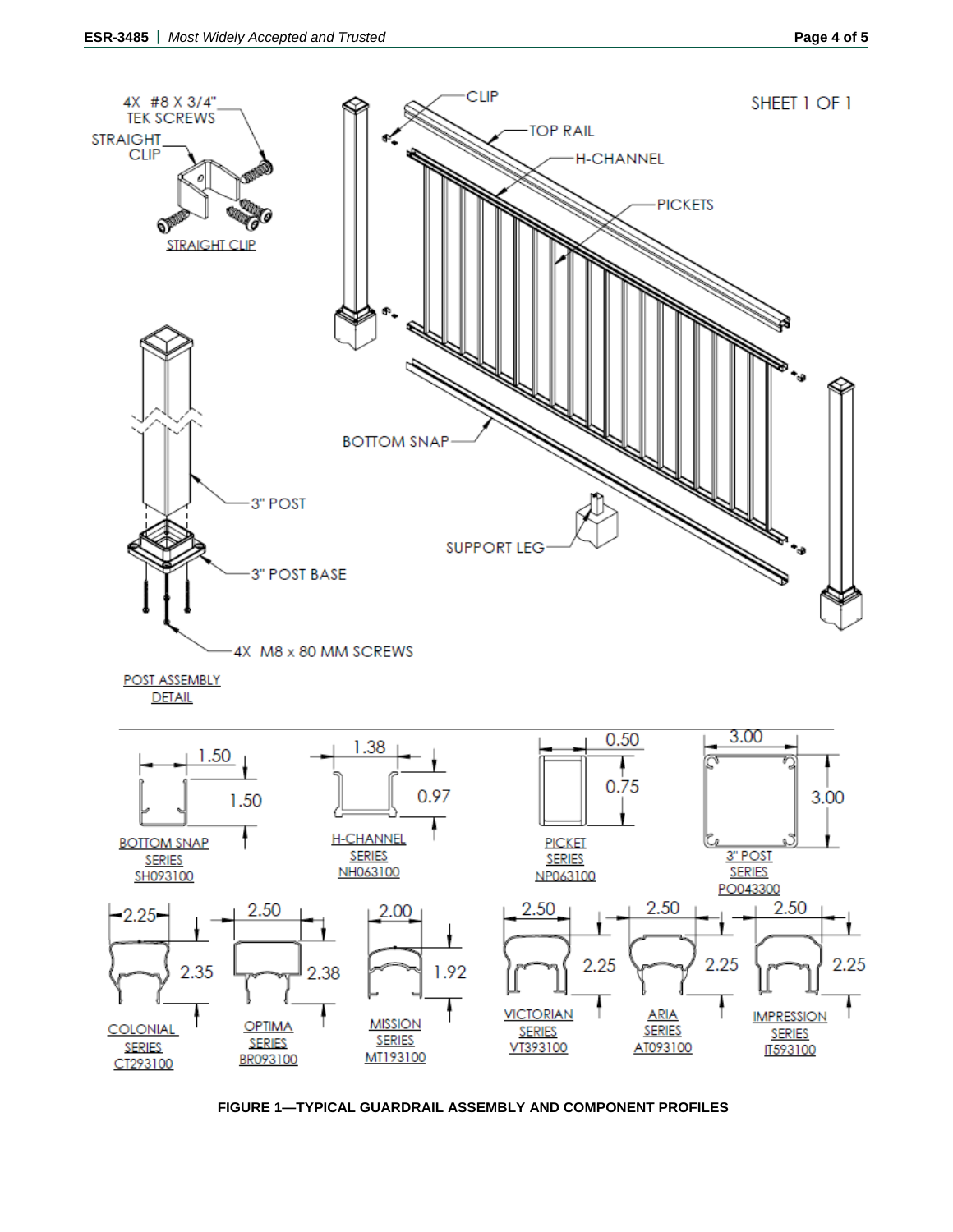4X #8 X 3/4" TEK SCREWS

STRAIGHT CLIP

STRAIGHT CLIP

CLIP

TOP RAIL

H-CHANNEL

PICKETS

SHEET 1 OF 1

BOTTOM SNAP

3" POST

SUPPORT LEG

3" POST BASE

4X M8 x 80 MM SCREWS

POST ASSEMBLY DETAIL

1.50 | 1.50 — BOTTOM SNAP SERIES SH093100

1.38 | 0.97 — H-CHANNEL SERIES NH063100

0.50 | 0.75 — PICKET SERIES NP063100

3.00 | 3.00 — 3" POST SERIES PO043300

2.25 | 2.35 — COLONIAL SERIES CT293100

2.50 | 2.38 — OPTIMA SERIES BR093100

2.00 | 1.92 — MISSION SERIES MT193100

2.50 | 2.25 — VICTORIAN SERIES VT393100

2.50 | 2.25 — ARIA SERIES AT093100

2.50 | 2.25 — IMPRESSION SERIES IT593100

**FIGURE 1—TYPICAL GUARDRAIL ASSEMBLY AND COMPONENT PROFILES**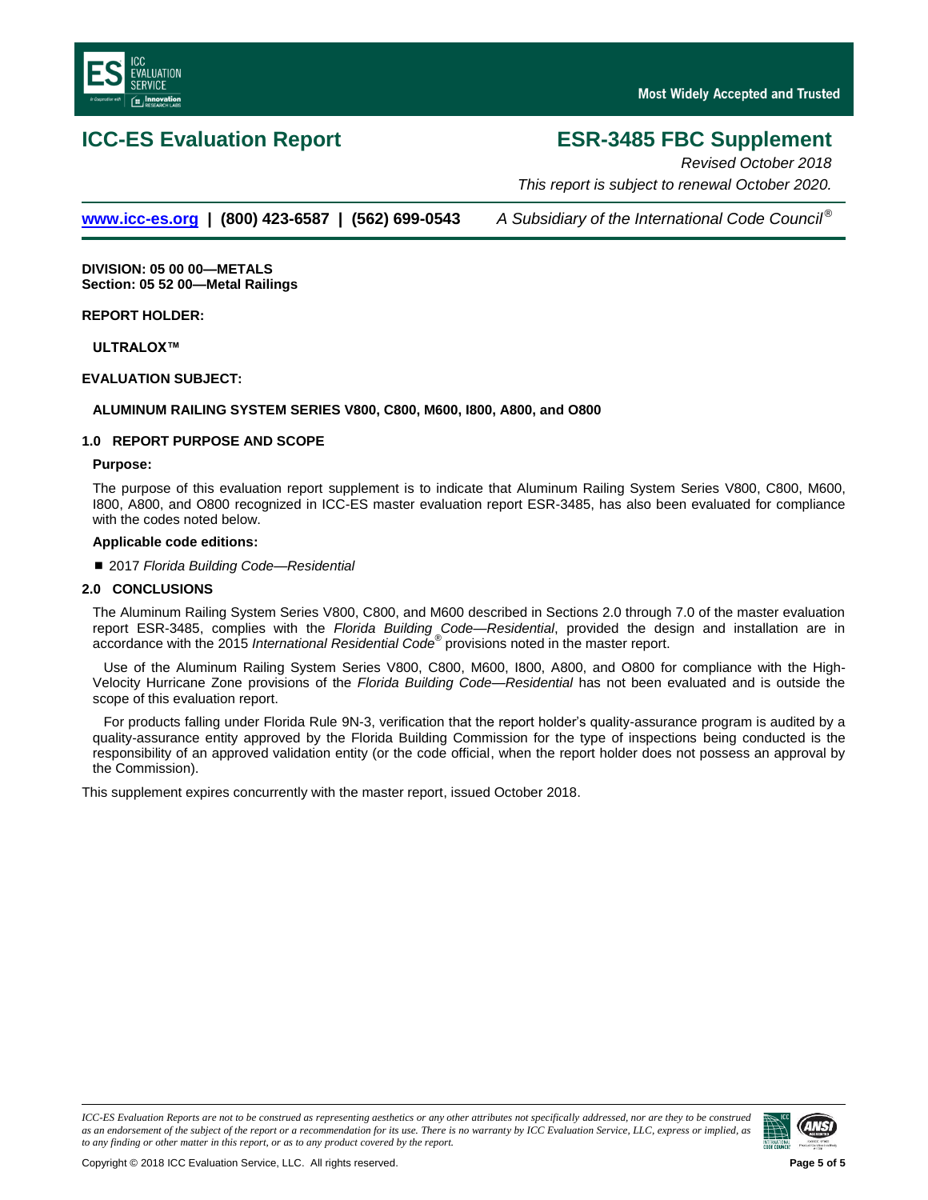# ICC-ES Evaluation Report

# ESR-3485 FBC Supplement

*Revised October 2018*

*This report is subject to renewal October 2020.*

**www.icc-es.org | (800) 423-6587 | (562) 699-0543** *A Subsidiary of the International Code Council®*

**DIVISION: 05 00 00—METALS**
**Section: 05 52 00—Metal Railings**

**REPORT HOLDER:**

**ULTRALOX™**

**EVALUATION SUBJECT:**

**ALUMINUM RAILING SYSTEM SERIES V800, C800, M600, I800, A800, and O800**

## 1.0 REPORT PURPOSE AND SCOPE

**Purpose:**

The purpose of this evaluation report supplement is to indicate that Aluminum Railing System Series V800, C800, M600, I800, A800, and O800 recognized in ICC-ES master evaluation report ESR-3485, has also been evaluated for compliance with the codes noted below.

**Applicable code editions:**

- 2017 *Florida Building Code—Residential*

## 2.0 CONCLUSIONS

The Aluminum Railing System Series V800, C800, and M600 described in Sections 2.0 through 7.0 of the master evaluation report ESR-3485, complies with the *Florida Building Code—Residential*, provided the design and installation are in accordance with the 2015 *International Residential Code®* provisions noted in the master report.

Use of the Aluminum Railing System Series V800, C800, M600, I800, A800, and O800 for compliance with the High-Velocity Hurricane Zone provisions of the *Florida Building Code—Residential* has not been evaluated and is outside the scope of this evaluation report.

For products falling under Florida Rule 9N-3, verification that the report holder's quality-assurance program is audited by a quality-assurance entity approved by the Florida Building Commission for the type of inspections being conducted is the responsibility of an approved validation entity (or the code official, when the report holder does not possess an approval by the Commission).

This supplement expires concurrently with the master report, issued October 2018.

*ICC-ES Evaluation Reports are not to be construed as representing aesthetics or any other attributes not specifically addressed, nor are they to be construed as an endorsement of the subject of the report or a recommendation for its use. There is no warranty by ICC Evaluation Service, LLC, express or implied, as to any finding or other matter in this report, or as to any product covered by the report.*

Copyright © 2018 ICC Evaluation Service, LLC. All rights reserved.